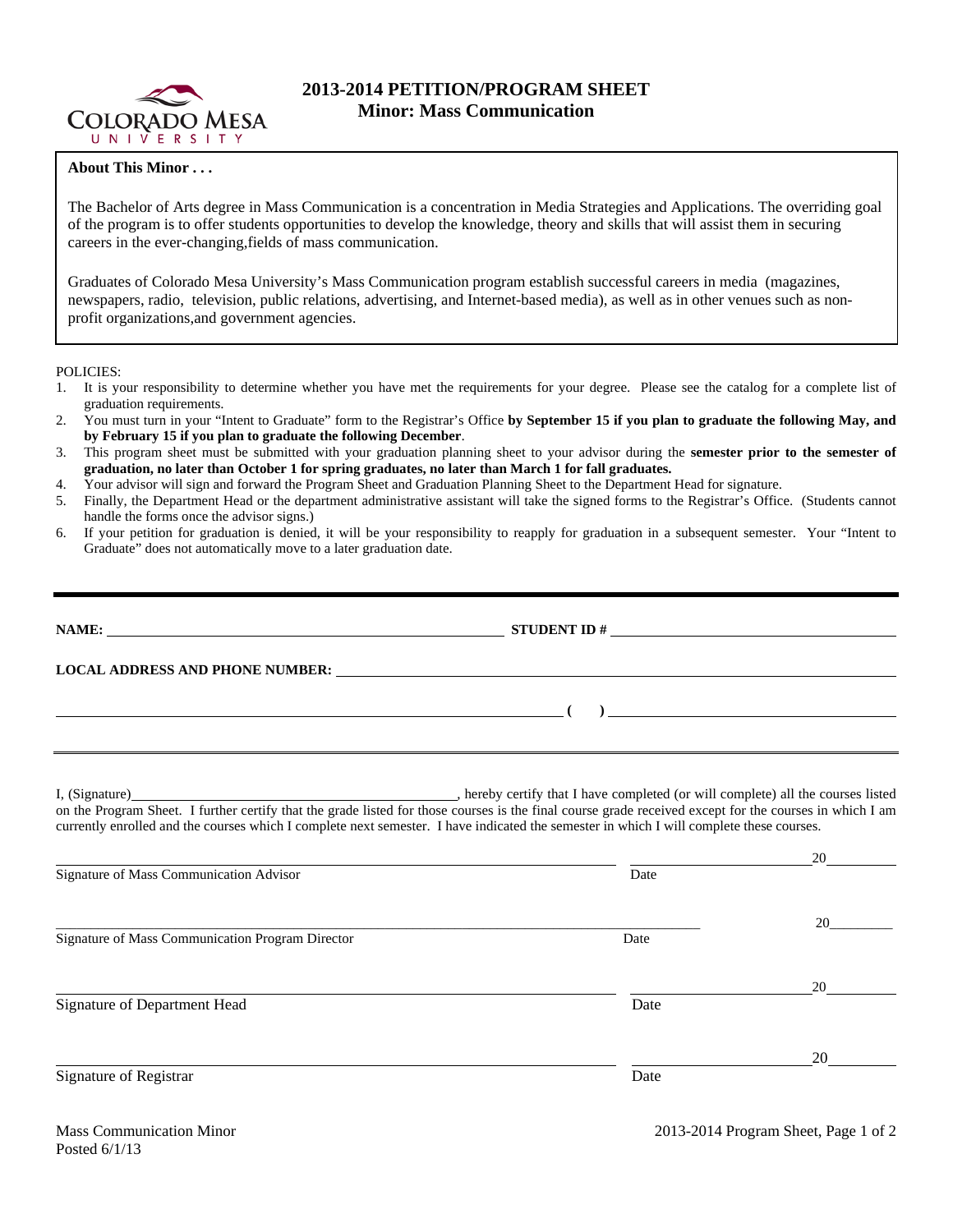# 2013-2014 PETITION/PROGRAM SHEET
## Minor: Mass Communication

**About This Minor . . .**

The Bachelor of Arts degree in Mass Communication is a concentration in Media Strategies and Applications. The overriding goal of the program is to offer students opportunities to develop the knowledge, theory and skills that will assist them in securing careers in the ever-changing,fields of mass communication.

Graduates of Colorado Mesa University's Mass Communication program establish successful careers in media (magazines, newspapers, radio, television, public relations, advertising, and Internet-based media), as well as in other venues such as non-profit organizations,and government agencies.

POLICIES:

1. It is your responsibility to determine whether you have met the requirements for your degree. Please see the catalog for a complete list of graduation requirements.
2. You must turn in your "Intent to Graduate" form to the Registrar's Office **by September 15 if you plan to graduate the following May, and by February 15 if you plan to graduate the following December**.
3. This program sheet must be submitted with your graduation planning sheet to your advisor during the **semester prior to the semester of graduation, no later than October 1 for spring graduates, no later than March 1 for fall graduates.**
4. Your advisor will sign and forward the Program Sheet and Graduation Planning Sheet to the Department Head for signature.
5. Finally, the Department Head or the department administrative assistant will take the signed forms to the Registrar's Office. (Students cannot handle the forms once the advisor signs.)
6. If your petition for graduation is denied, it will be your responsibility to reapply for graduation in a subsequent semester. Your "Intent to Graduate" does not automatically move to a later graduation date.

---

**NAME:** ______________________________ **STUDENT ID #** ______________________________

**LOCAL ADDRESS AND PHONE NUMBER:** ______________________________

______________________________ **( )** ______________________________

---

I, (Signature)______________________________, hereby certify that I have completed (or will complete) all the courses listed on the Program Sheet. I further certify that the grade listed for those courses is the final course grade received except for the courses in which I am currently enrolled and the courses which I complete next semester. I have indicated the semester in which I will complete these courses.

______________________________ ______________ 20____
Signature of Mass Communication Advisor Date

______________________________ ______________ 20____
Signature of Mass Communication Program Director Date

______________________________ ______________ 20____
Signature of Department Head Date

______________________________ ______________ 20____
Signature of Registrar Date

Mass Communication Minor
Posted 6/1/13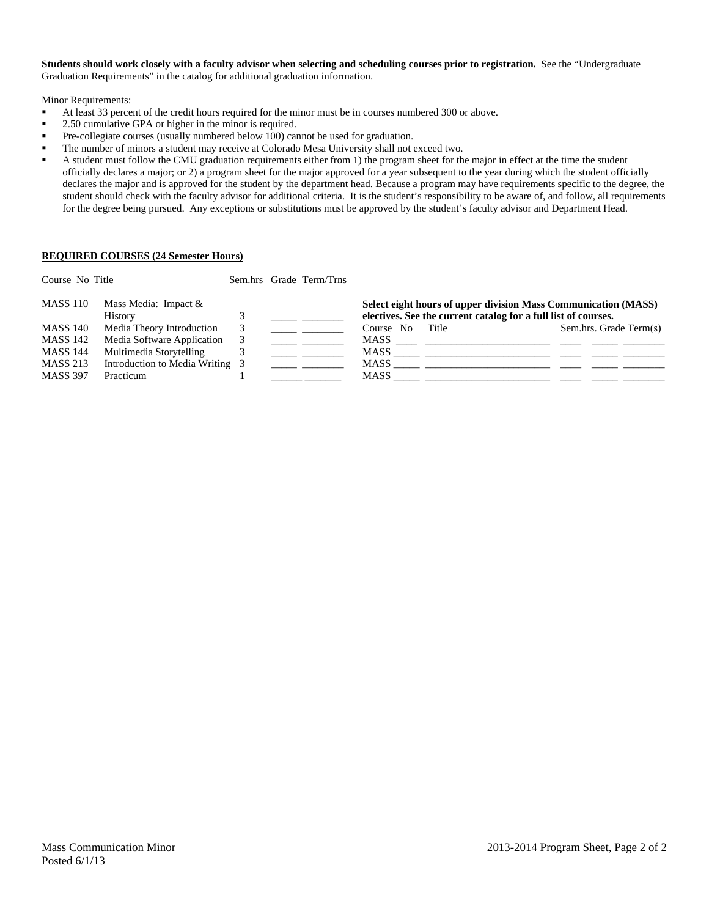**Students should work closely with a faculty advisor when selecting and scheduling courses prior to registration.** See the "Undergraduate Graduation Requirements" in the catalog for additional graduation information.

Minor Requirements:

- At least 33 percent of the credit hours required for the minor must be in courses numbered 300 or above.
- 2.50 cumulative GPA or higher in the minor is required.
- Pre-collegiate courses (usually numbered below 100) cannot be used for graduation.
- The number of minors a student may receive at Colorado Mesa University shall not exceed two.
- A student must follow the CMU graduation requirements either from 1) the program sheet for the major in effect at the time the student officially declares a major; or 2) a program sheet for the major approved for a year subsequent to the year during which the student officially declares the major and is approved for the student by the department head. Because a program may have requirements specific to the degree, the student should check with the faculty advisor for additional criteria. It is the student's responsibility to be aware of, and follow, all requirements for the degree being pursued. Any exceptions or substitutions must be approved by the student's faculty advisor and Department Head.

**REQUIRED COURSES (24 Semester Hours)**

| Course No | Title | Sem.hrs | Grade | Term/Trns |
|---|---|---|---|---|
| MASS 110 | Mass Media: Impact & History | 3 | _____ | ________ |
| MASS 140 | Media Theory Introduction | 3 | _____ | ________ |
| MASS 142 | Media Software Application | 3 | _____ | ________ |
| MASS 144 | Multimedia Storytelling | 3 | _____ | ________ |
| MASS 213 | Introduction to Media Writing | 3 | _____ | ________ |
| MASS 397 | Practicum | 1 | ______ | _______ |

**Select eight hours of upper division Mass Communication (MASS) electives. See the current catalog for a full list of courses.**

| Course No | Title | Sem.hrs. | Grade | Term(s) |
|---|---|---|---|---|
| MASS ____ | ________________________ | ____ | _____ | ________ |
| MASS _____ | ________________________ | ____ | _____ | ________ |
| MASS _____ | ________________________ | ____ | _____ | ________ |
| MASS _____ | ________________________ | ____ | _____ | ________ |

Mass Communication Minor
Posted 6/1/13